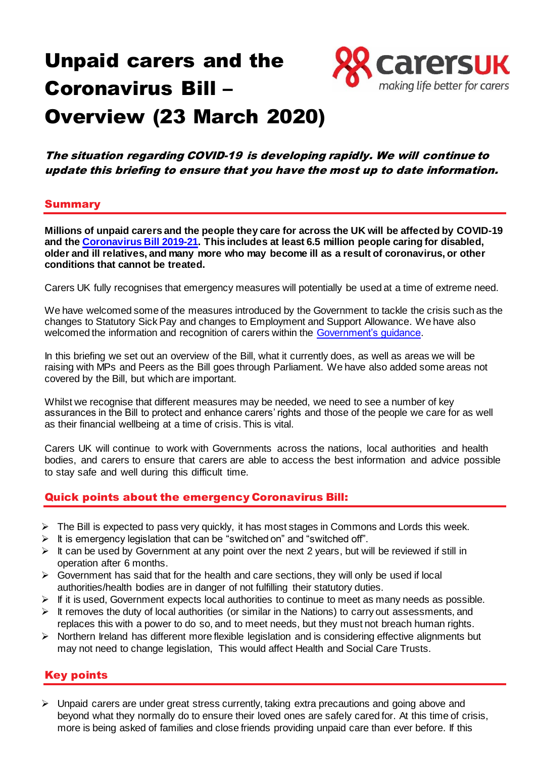# Unpaid carers and the Coronavirus Bill – Overview (23 March 2020)

carersUK
*making life better for carers*

***The situation regarding COVID-19 is developing rapidly. We will continue to update this briefing to ensure that you have the most up to date information.***

## Summary

**Millions of unpaid carers and the people they care for across the UK will be affected by COVID-19 and the Coronavirus Bill 2019-21. This includes at least 6.5 million people caring for disabled, older and ill relatives, and many more who may become ill as a result of coronavirus, or other conditions that cannot be treated.**

Carers UK fully recognises that emergency measures will potentially be used at a time of extreme need.

We have welcomed some of the measures introduced by the Government to tackle the crisis such as the changes to Statutory Sick Pay and changes to Employment and Support Allowance. We have also welcomed the information and recognition of carers within the Government's guidance.

In this briefing we set out an overview of the Bill, what it currently does, as well as areas we will be raising with MPs and Peers as the Bill goes through Parliament. We have also added some areas not covered by the Bill, but which are important.

Whilst we recognise that different measures may be needed, we need to see a number of key assurances in the Bill to protect and enhance carers' rights and those of the people we care for as well as their financial wellbeing at a time of crisis. This is vital.

Carers UK will continue to work with Governments across the nations, local authorities and health bodies, and carers to ensure that carers are able to access the best information and advice possible to stay safe and well during this difficult time.

## Quick points about the emergency Coronavirus Bill:

- The Bill is expected to pass very quickly, it has most stages in Commons and Lords this week.
- It is emergency legislation that can be "switched on" and "switched off".
- It can be used by Government at any point over the next 2 years, but will be reviewed if still in operation after 6 months.
- Government has said that for the health and care sections, they will only be used if local authorities/health bodies are in danger of not fulfilling their statutory duties.
- If it is used, Government expects local authorities to continue to meet as many needs as possible.
- It removes the duty of local authorities (or similar in the Nations) to carry out assessments, and replaces this with a power to do so, and to meet needs, but they must not breach human rights.
- Northern Ireland has different more flexible legislation and is considering effective alignments but may not need to change legislation, This would affect Health and Social Care Trusts.

## Key points

- Unpaid carers are under great stress currently, taking extra precautions and going above and beyond what they normally do to ensure their loved ones are safely cared for. At this time of crisis, more is being asked of families and close friends providing unpaid care than ever before. If this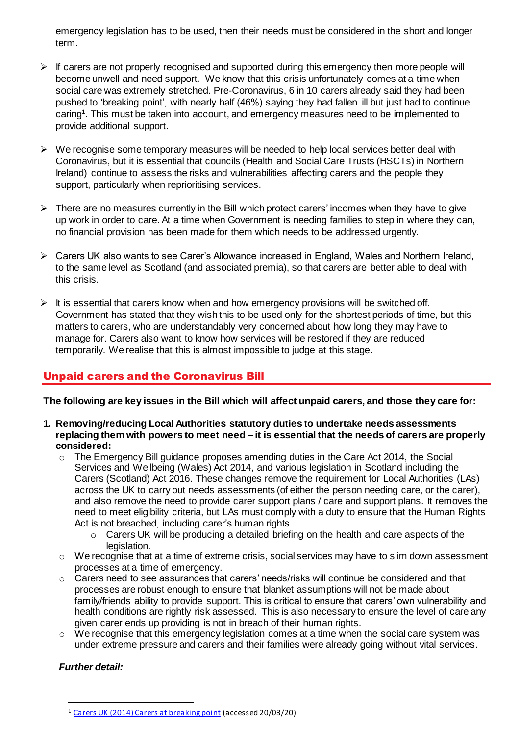emergency legislation has to be used, then their needs must be considered in the short and longer term.

- If carers are not properly recognised and supported during this emergency then more people will become unwell and need support. We know that this crisis unfortunately comes at a time when social care was extremely stretched. Pre-Coronavirus, 6 in 10 carers already said they had been pushed to 'breaking point', with nearly half (46%) saying they had fallen ill but just had to continue caring[1]. This must be taken into account, and emergency measures need to be implemented to provide additional support.

- We recognise some temporary measures will be needed to help local services better deal with Coronavirus, but it is essential that councils (Health and Social Care Trusts (HSCTs) in Northern Ireland) continue to assess the risks and vulnerabilities affecting carers and the people they support, particularly when reprioritising services.

- There are no measures currently in the Bill which protect carers' incomes when they have to give up work in order to care. At a time when Government is needing families to step in where they can, no financial provision has been made for them which needs to be addressed urgently.

- Carers UK also wants to see Carer's Allowance increased in England, Wales and Northern Ireland, to the same level as Scotland (and associated premia), so that carers are better able to deal with this crisis.

- It is essential that carers know when and how emergency provisions will be switched off. Government has stated that they wish this to be used only for the shortest periods of time, but this matters to carers, who are understandably very concerned about how long they may have to manage for. Carers also want to know how services will be restored if they are reduced temporarily. We realise that this is almost impossible to judge at this stage.

## Unpaid carers and the Coronavirus Bill

**The following are key issues in the Bill which will affect unpaid carers, and those they care for:**

1. **Removing/reducing Local Authorities statutory duties to undertake needs assessments replacing them with powers to meet need – it is essential that the needs of carers are properly considered:**
   - The Emergency Bill guidance proposes amending duties in the Care Act 2014, the Social Services and Wellbeing (Wales) Act 2014, and various legislation in Scotland including the Carers (Scotland) Act 2016. These changes remove the requirement for Local Authorities (LAs) across the UK to carry out needs assessments (of either the person needing care, or the carer), and also remove the need to provide carer support plans / care and support plans. It removes the need to meet eligibility criteria, but LAs must comply with a duty to ensure that the Human Rights Act is not breached, including carer's human rights.
     - Carers UK will be producing a detailed briefing on the health and care aspects of the legislation.
   - We recognise that at a time of extreme crisis, social services may have to slim down assessment processes at a time of emergency.
   - Carers need to see assurances that carers' needs/risks will continue be considered and that processes are robust enough to ensure that blanket assumptions will not be made about family/friends ability to provide support. This is critical to ensure that carers' own vulnerability and health conditions are rightly risk assessed. This is also necessary to ensure the level of care any given carer ends up providing is not in breach of their human rights.
   - We recognise that this emergency legislation comes at a time when the social care system was under extreme pressure and carers and their families were already going without vital services.

***Further detail:***

---

[1] Carers UK (2014) Carers at breaking point (accessed 20/03/20)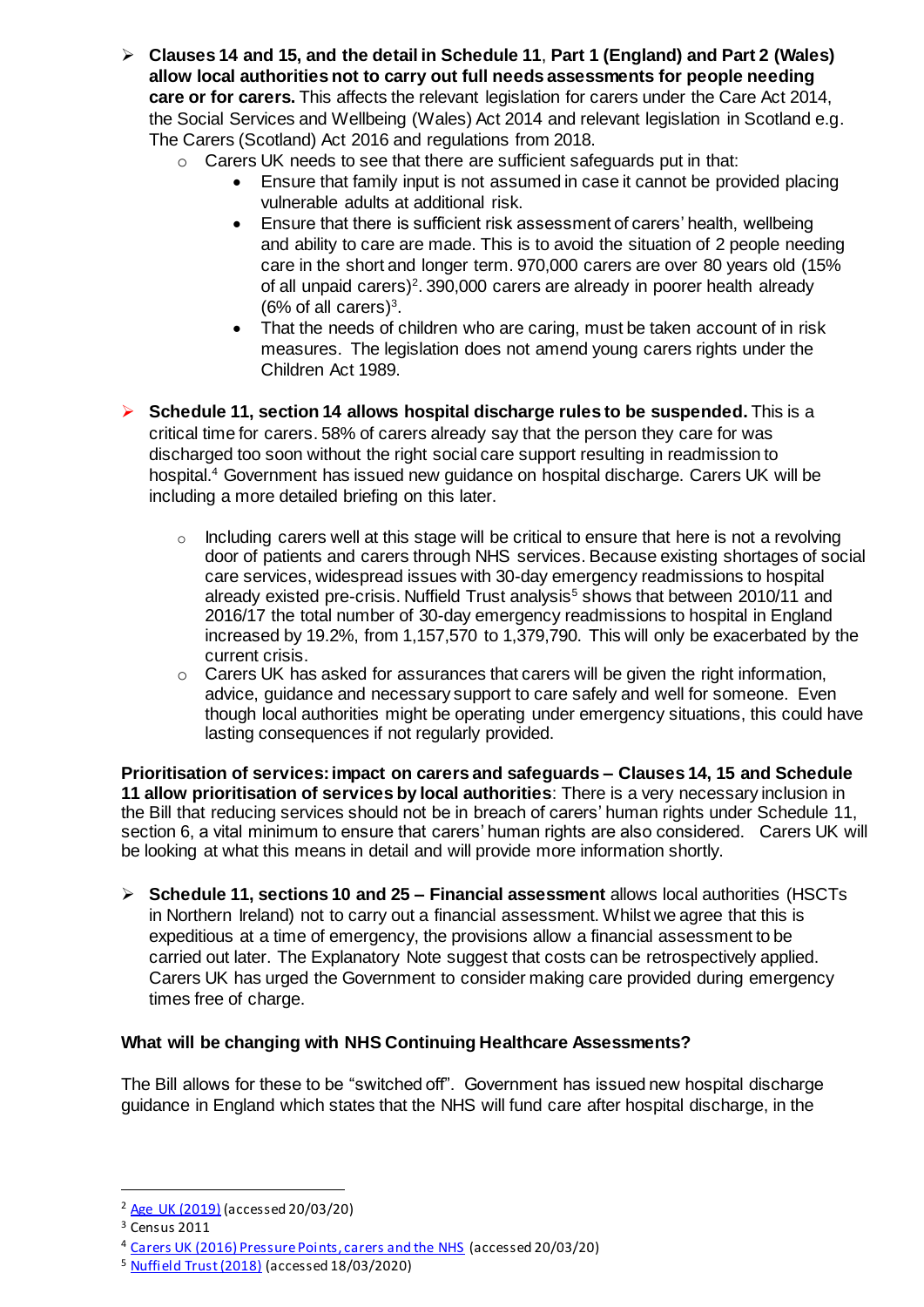- **Clauses 14 and 15, and the detail in Schedule 11**, **Part 1 (England) and Part 2 (Wales) allow local authorities not to carry out full needs assessments for people needing care or for carers.** This affects the relevant legislation for carers under the Care Act 2014, the Social Services and Wellbeing (Wales) Act 2014 and relevant legislation in Scotland e.g. The Carers (Scotland) Act 2016 and regulations from 2018.
  - Carers UK needs to see that there are sufficient safeguards put in that:
    - Ensure that family input is not assumed in case it cannot be provided placing vulnerable adults at additional risk.
    - Ensure that there is sufficient risk assessment of carers' health, wellbeing and ability to care are made. This is to avoid the situation of 2 people needing care in the short and longer term. 970,000 carers are over 80 years old (15% of all unpaid carers)[2]. 390,000 carers are already in poorer health already (6% of all carers)[3].
    - That the needs of children who are caring, must be taken account of in risk measures. The legislation does not amend young carers rights under the Children Act 1989.

- **Schedule 11, section 14 allows hospital discharge rules to be suspended.** This is a critical time for carers. 58% of carers already say that the person they care for was discharged too soon without the right social care support resulting in readmission to hospital.[4] Government has issued new guidance on hospital discharge. Carers UK will be including a more detailed briefing on this later.

  - Including carers well at this stage will be critical to ensure that here is not a revolving door of patients and carers through NHS services. Because existing shortages of social care services, widespread issues with 30-day emergency readmissions to hospital already existed pre-crisis. Nuffield Trust analysis[5] shows that between 2010/11 and 2016/17 the total number of 30-day emergency readmissions to hospital in England increased by 19.2%, from 1,157,570 to 1,379,790. This will only be exacerbated by the current crisis.
  - Carers UK has asked for assurances that carers will be given the right information, advice, guidance and necessary support to care safely and well for someone. Even though local authorities might be operating under emergency situations, this could have lasting consequences if not regularly provided.

**Prioritisation of services: impact on carers and safeguards – Clauses 14, 15 and Schedule 11 allow prioritisation of services by local authorities**: There is a very necessary inclusion in the Bill that reducing services should not be in breach of carers' human rights under Schedule 11, section 6, a vital minimum to ensure that carers' human rights are also considered. Carers UK will be looking at what this means in detail and will provide more information shortly.

- **Schedule 11, sections 10 and 25 – Financial assessment** allows local authorities (HSCTs in Northern Ireland) not to carry out a financial assessment. Whilst we agree that this is expeditious at a time of emergency, the provisions allow a financial assessment to be carried out later. The Explanatory Note suggest that costs can be retrospectively applied. Carers UK has urged the Government to consider making care provided during emergency times free of charge.

**What will be changing with NHS Continuing Healthcare Assessments?**

The Bill allows for these to be "switched off". Government has issued new hospital discharge guidance in England which states that the NHS will fund care after hospital discharge, in the

---

[2] Age UK (2019) (accessed 20/03/20)

[3] Census 2011

[4] Carers UK (2016) Pressure Points, carers and the NHS (accessed 20/03/20)

[5] Nuffield Trust (2018) (accessed 18/03/2020)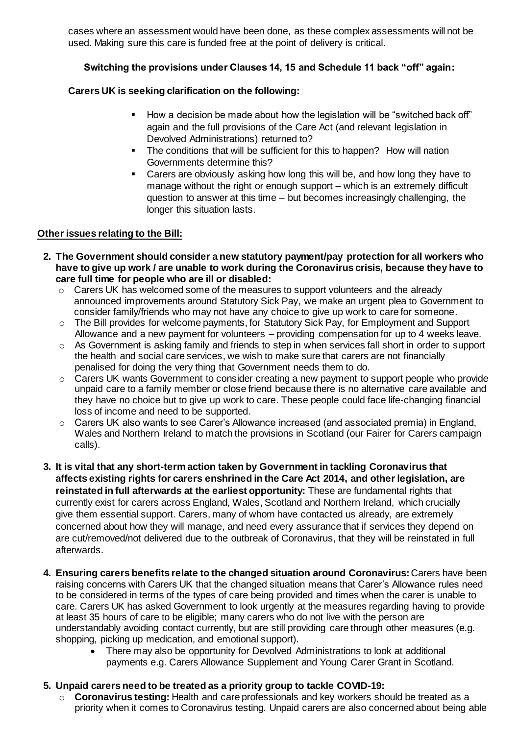cases where an assessment would have been done, as these complex assessments will not be used. Making sure this care is funded free at the point of delivery is critical.

**Switching the provisions under Clauses 14, 15 and Schedule 11 back "off" again:**

**Carers UK is seeking clarification on the following:**

- How a decision be made about how the legislation will be "switched back off" again and the full provisions of the Care Act (and relevant legislation in Devolved Administrations) returned to?
- The conditions that will be sufficient for this to happen? How will nation Governments determine this?
- Carers are obviously asking how long this will be, and how long they have to manage without the right or enough support – which is an extremely difficult question to answer at this time – but becomes increasingly challenging, the longer this situation lasts.

**Other issues relating to the Bill:**

2. **The Government should consider a new statutory payment/pay protection for all workers who have to give up work / are unable to work during the Coronavirus crisis, because they have to care full time for people who are ill or disabled:**
   - Carers UK has welcomed some of the measures to support volunteers and the already announced improvements around Statutory Sick Pay, we make an urgent plea to Government to consider family/friends who may not have any choice to give up work to care for someone.
   - The Bill provides for welcome payments, for Statutory Sick Pay, for Employment and Support Allowance and a new payment for volunteers – providing compensation for up to 4 weeks leave.
   - As Government is asking family and friends to step in when services fall short in order to support the health and social care services, we wish to make sure that carers are not financially penalised for doing the very thing that Government needs them to do.
   - Carers UK wants Government to consider creating a new payment to support people who provide unpaid care to a family member or close friend because there is no alternative care available and they have no choice but to give up work to care. These people could face life-changing financial loss of income and need to be supported.
   - Carers UK also wants to see Carer's Allowance increased (and associated premia) in England, Wales and Northern Ireland to match the provisions in Scotland (our Fairer for Carers campaign calls).

3. **It is vital that any short-term action taken by Government in tackling Coronavirus that affects existing rights for carers enshrined in the Care Act 2014, and other legislation, are reinstated in full afterwards at the earliest opportunity:** These are fundamental rights that currently exist for carers across England, Wales, Scotland and Northern Ireland, which crucially give them essential support. Carers, many of whom have contacted us already, are extremely concerned about how they will manage, and need every assurance that if services they depend on are cut/removed/not delivered due to the outbreak of Coronavirus, that they will be reinstated in full afterwards.

4. **Ensuring carers benefits relate to the changed situation around Coronavirus:** Carers have been raising concerns with Carers UK that the changed situation means that Carer's Allowance rules need to be considered in terms of the types of care being provided and times when the carer is unable to care. Carers UK has asked Government to look urgently at the measures regarding having to provide at least 35 hours of care to be eligible; many carers who do not live with the person are understandably avoiding contact currently, but are still providing care through other measures (e.g. shopping, picking up medication, and emotional support).
   - There may also be opportunity for Devolved Administrations to look at additional payments e.g. Carers Allowance Supplement and Young Carer Grant in Scotland.

5. **Unpaid carers need to be treated as a priority group to tackle COVID-19:**
   - **Coronavirus testing:** Health and care professionals and key workers should be treated as a priority when it comes to Coronavirus testing. Unpaid carers are also concerned about being able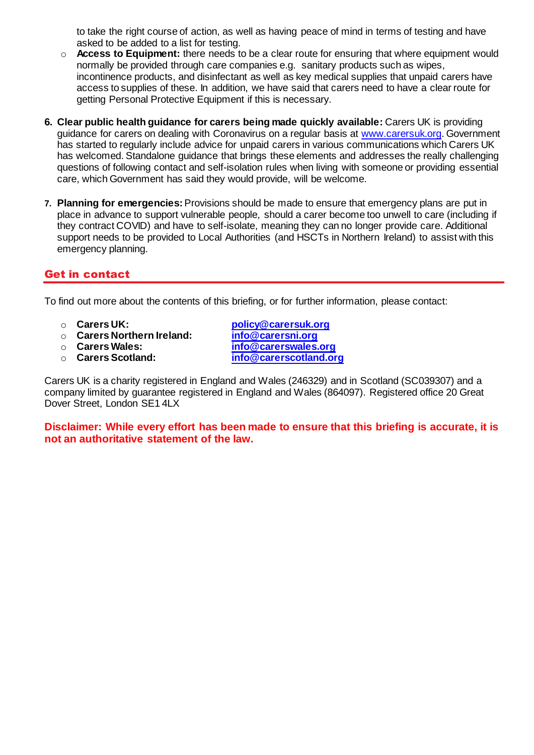to take the right course of action, as well as having peace of mind in terms of testing and have asked to be added to a list for testing.

- **Access to Equipment:** there needs to be a clear route for ensuring that where equipment would normally be provided through care companies e.g. sanitary products such as wipes, incontinence products, and disinfectant as well as key medical supplies that unpaid carers have access to supplies of these. In addition, we have said that carers need to have a clear route for getting Personal Protective Equipment if this is necessary.

6. **Clear public health guidance for carers being made quickly available:** Carers UK is providing guidance for carers on dealing with Coronavirus on a regular basis at [www.carersuk.org](http://www.carersuk.org). Government has started to regularly include advice for unpaid carers in various communications which Carers UK has welcomed. Standalone guidance that brings these elements and addresses the really challenging questions of following contact and self-isolation rules when living with someone or providing essential care, which Government has said they would provide, will be welcome.

7. **Planning for emergencies:** Provisions should be made to ensure that emergency plans are put in place in advance to support vulnerable people, should a carer become too unwell to care (including if they contract COVID) and have to self-isolate, meaning they can no longer provide care. Additional support needs to be provided to Local Authorities (and HSCTs in Northern Ireland) to assist with this emergency planning.

## Get in contact

To find out more about the contents of this briefing, or for further information, please contact:

- **Carers UK:** **policy@carersuk.org**
- **Carers Northern Ireland:** **info@carersni.org**
- **Carers Wales:** **info@carerswales.org**
- **Carers Scotland:** **info@carerscotland.org**

Carers UK is a charity registered in England and Wales (246329) and in Scotland (SC039307) and a company limited by guarantee registered in England and Wales (864097). Registered office 20 Great Dover Street, London SE1 4LX

**Disclaimer: While every effort has been made to ensure that this briefing is accurate, it is not an authoritative statement of the law.**